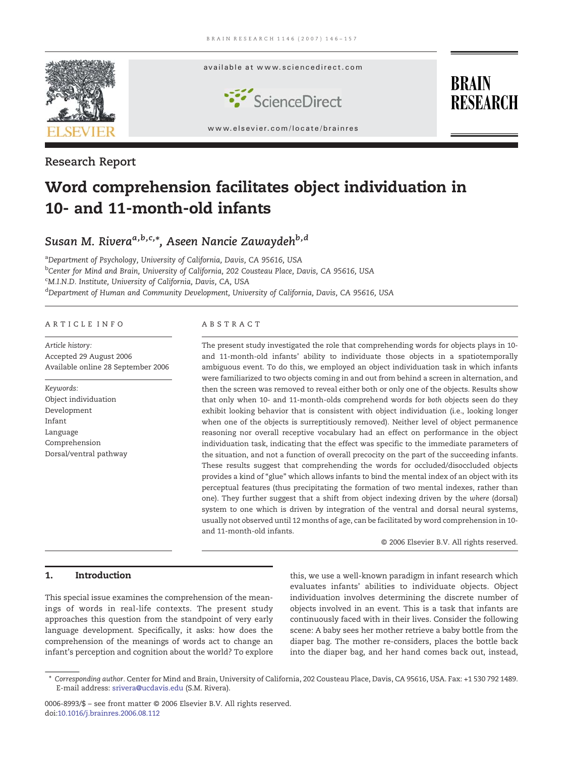Research Report

# Word comprehension facilitates object individuation in 10- and 11-month-old infants

*Susan M. Rivera*[a,b,c,*], *Aseen Nancie Zawaydeh*[b,d]

[a]Department of Psychology, University of California, Davis, CA 95616, USA
[b]Center for Mind and Brain, University of California, 202 Cousteau Place, Davis, CA 95616, USA
[c]M.I.N.D. Institute, University of California, Davis, CA, USA
[d]Department of Human and Community Development, University of California, Davis, CA 95616, USA

## ARTICLE INFO

*Article history:*
Accepted 29 August 2006
Available online 28 September 2006

*Keywords:*
Object individuation
Development
Infant
Language
Comprehension
Dorsal/ventral pathway

## ABSTRACT

The present study investigated the role that comprehending words for objects plays in 10- and 11-month-old infants' ability to individuate those objects in a spatiotemporally ambiguous event. To do this, we employed an object individuation task in which infants were familiarized to two objects coming in and out from behind a screen in alternation, and then the screen was removed to reveal either both or only one of the objects. Results show that only when 10- and 11-month-olds comprehend words for *both* objects seen do they exhibit looking behavior that is consistent with object individuation (i.e., looking longer when one of the objects is surreptitiously removed). Neither level of object permanence reasoning nor overall receptive vocabulary had an effect on performance in the object individuation task, indicating that the effect was specific to the immediate parameters of the situation, and not a function of overall precocity on the part of the succeeding infants. These results suggest that comprehending the words for occluded/disoccluded objects provides a kind of "glue" which allows infants to bind the mental index of an object with its perceptual features (thus precipitating the formation of two mental indexes, rather than one). They further suggest that a shift from object indexing driven by the *where* (dorsal) system to one which is driven by integration of the ventral and dorsal neural systems, usually not observed until 12 months of age, can be facilitated by word comprehension in 10- and 11-month-old infants.

© 2006 Elsevier B.V. All rights reserved.

## 1. Introduction

This special issue examines the comprehension of the meanings of words in real-life contexts. The present study approaches this question from the standpoint of very early language development. Specifically, it asks: how does the comprehension of the meanings of words act to change an infant's perception and cognition about the world? To explore this, we use a well-known paradigm in infant research which evaluates infants' abilities to individuate objects. Object individuation involves determining the discrete number of objects involved in an event. This is a task that infants are continuously faced with in their lives. Consider the following scene: A baby sees her mother retrieve a baby bottle from the diaper bag. The mother re-considers, places the bottle back into the diaper bag, and her hand comes back out, instead,

* *Corresponding author.* Center for Mind and Brain, University of California, 202 Cousteau Place, Davis, CA 95616, USA. Fax: +1 530 792 1489.
E-mail address: srivera@ucdavis.edu (S.M. Rivera).

0006-8993/$ – see front matter © 2006 Elsevier B.V. All rights reserved.
doi:10.1016/j.brainres.2006.08.112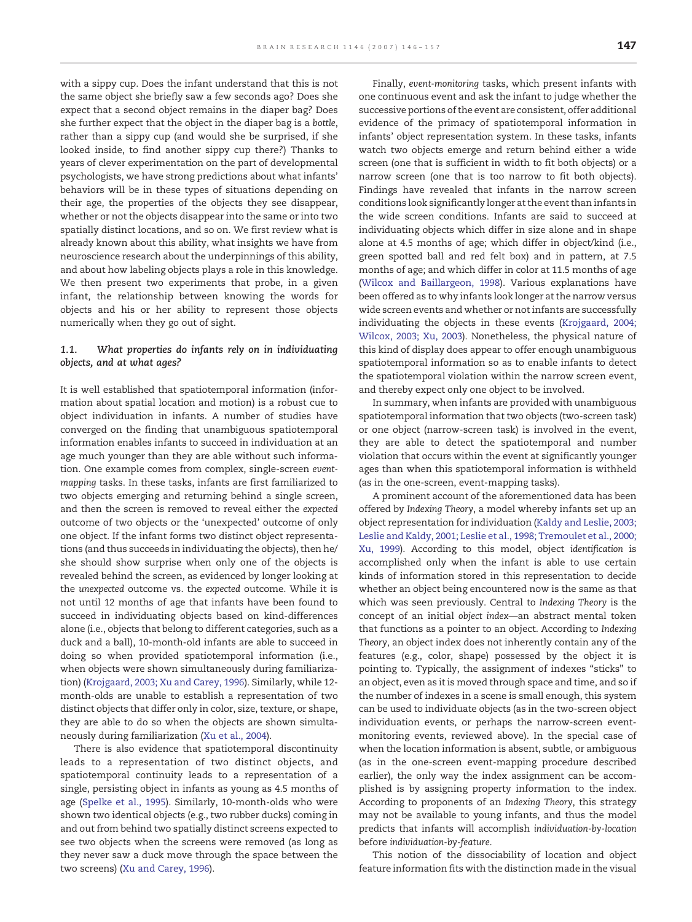with a sippy cup. Does the infant understand that this is not the same object she briefly saw a few seconds ago? Does she expect that a second object remains in the diaper bag? Does she further expect that the object in the diaper bag is a *bottle*, rather than a sippy cup (and would she be surprised, if she looked inside, to find another sippy cup there?) Thanks to years of clever experimentation on the part of developmental psychologists, we have strong predictions about what infants' behaviors will be in these types of situations depending on their age, the properties of the objects they see disappear, whether or not the objects disappear into the same or into two spatially distinct locations, and so on. We first review what is already known about this ability, what insights we have from neuroscience research about the underpinnings of this ability, and about how labeling objects plays a role in this knowledge. We then present two experiments that probe, in a given infant, the relationship between knowing the words for objects and his or her ability to represent those objects numerically when they go out of sight.

### 1.1. *What properties do infants rely on in individuating objects, and at what ages?*

It is well established that spatiotemporal information (information about spatial location and motion) is a robust cue to object individuation in infants. A number of studies have converged on the finding that unambiguous spatiotemporal information enables infants to succeed in individuation at an age much younger than they are able without such information. One example comes from complex, single-screen *event-mapping* tasks. In these tasks, infants are first familiarized to two objects emerging and returning behind a single screen, and then the screen is removed to reveal either the *expected* outcome of two objects or the 'unexpected' outcome of only one object. If the infant forms two distinct object representations (and thus succeeds in individuating the objects), then he/she should show surprise when only one of the objects is revealed behind the screen, as evidenced by longer looking at the *unexpected* outcome vs. the *expected* outcome. While it is not until 12 months of age that infants have been found to succeed in individuating objects based on kind-differences alone (i.e., objects that belong to different categories, such as a duck and a ball), 10-month-old infants are able to succeed in doing so when provided spatiotemporal information (i.e., when objects were shown simultaneously during familiarization) (Krojgaard, 2003; Xu and Carey, 1996). Similarly, while 12-month-olds are unable to establish a representation of two distinct objects that differ only in color, size, texture, or shape, they are able to do so when the objects are shown simultaneously during familiarization (Xu et al., 2004).

There is also evidence that spatiotemporal discontinuity leads to a representation of two distinct objects, and spatiotemporal continuity leads to a representation of a single, persisting object in infants as young as 4.5 months of age (Spelke et al., 1995). Similarly, 10-month-olds who were shown two identical objects (e.g., two rubber ducks) coming in and out from behind two spatially distinct screens expected to see two objects when the screens were removed (as long as they never saw a duck move through the space between the two screens) (Xu and Carey, 1996).

Finally, *event-monitoring* tasks, which present infants with one continuous event and ask the infant to judge whether the successive portions of the event are consistent, offer additional evidence of the primacy of spatiotemporal information in infants' object representation system. In these tasks, infants watch two objects emerge and return behind either a wide screen (one that is sufficient in width to fit both objects) or a narrow screen (one that is too narrow to fit both objects). Findings have revealed that infants in the narrow screen conditions look significantly longer at the event than infants in the wide screen conditions. Infants are said to succeed at individuating objects which differ in size alone and in shape alone at 4.5 months of age; which differ in object/kind (i.e., green spotted ball and red felt box) and in pattern, at 7.5 months of age; and which differ in color at 11.5 months of age (Wilcox and Baillargeon, 1998). Various explanations have been offered as to why infants look longer at the narrow versus wide screen events and whether or not infants are successfully individuating the objects in these events (Krojgaard, 2004; Wilcox, 2003; Xu, 2003). Nonetheless, the physical nature of this kind of display does appear to offer enough unambiguous spatiotemporal information so as to enable infants to detect the spatiotemporal violation within the narrow screen event, and thereby expect only one object to be involved.

In summary, when infants are provided with unambiguous spatiotemporal information that two objects (two-screen task) or one object (narrow-screen task) is involved in the event, they are able to detect the spatiotemporal and number violation that occurs within the event at significantly younger ages than when this spatiotemporal information is withheld (as in the one-screen, event-mapping tasks).

A prominent account of the aforementioned data has been offered by *Indexing Theory*, a model whereby infants set up an object representation for individuation (Kaldy and Leslie, 2003; Leslie and Kaldy, 2001; Leslie et al., 1998; Tremoulet et al., 2000; Xu, 1999). According to this model, object *identification* is accomplished only when the infant is able to use certain kinds of information stored in this representation to decide whether an object being encountered now is the same as that which was seen previously. Central to *Indexing Theory* is the concept of an initial *object index*—an abstract mental token that functions as a pointer to an object. According to *Indexing Theory*, an object index does not inherently contain any of the features (e.g., color, shape) possessed by the object it is pointing to. Typically, the assignment of indexes "sticks" to an object, even as it is moved through space and time, and so if the number of indexes in a scene is small enough, this system can be used to individuate objects (as in the two-screen object individuation events, or perhaps the narrow-screen event-monitoring events, reviewed above). In the special case of when the location information is absent, subtle, or ambiguous (as in the one-screen event-mapping procedure described earlier), the only way the index assignment can be accomplished is by assigning property information to the index. According to proponents of an *Indexing Theory*, this strategy may not be available to young infants, and thus the model predicts that infants will accomplish *individuation-by-location* before *individuation-by-feature*.

This notion of the dissociability of location and object feature information fits with the distinction made in the visual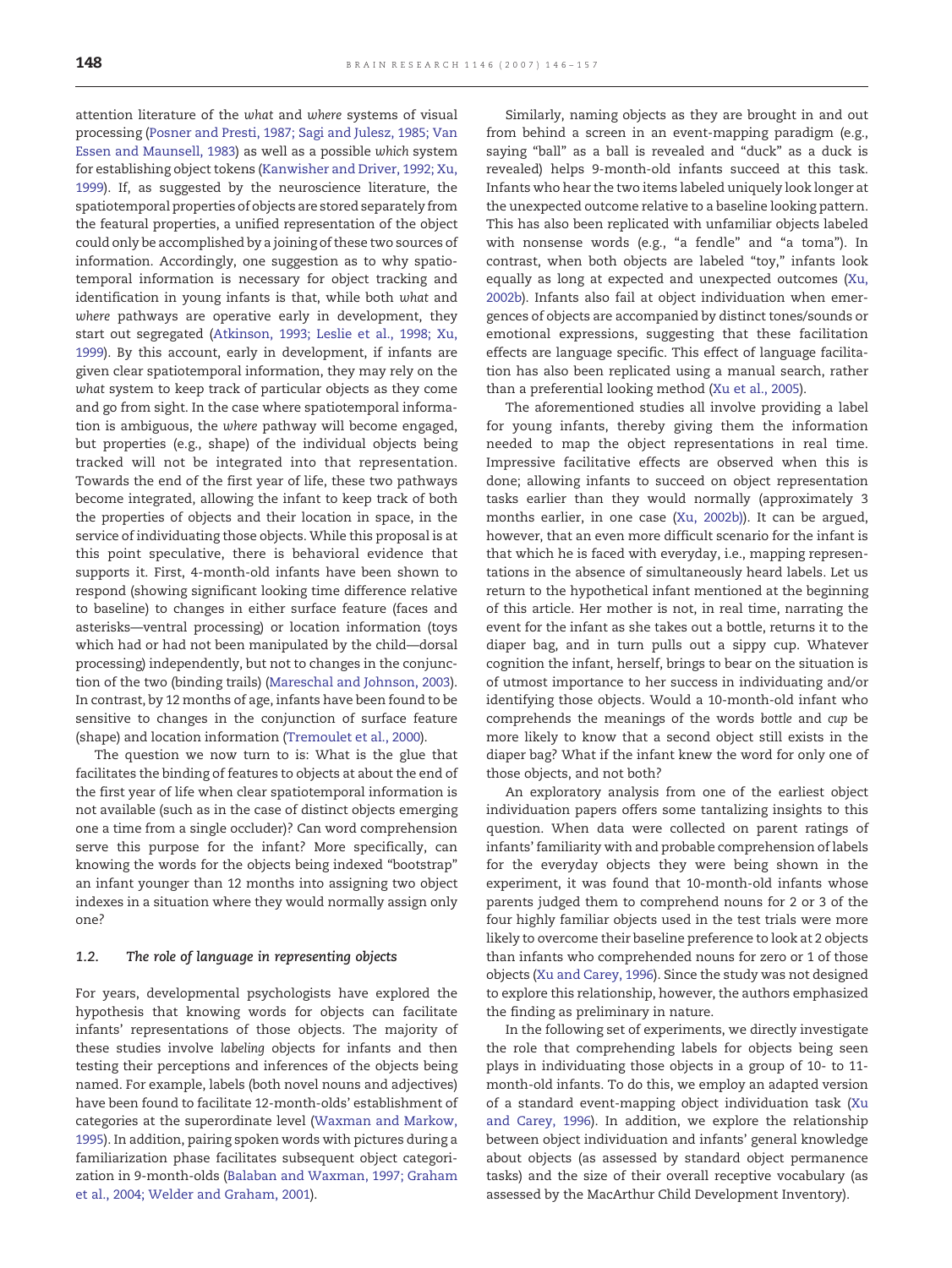attention literature of the *what* and *where* systems of visual processing (Posner and Presti, 1987; Sagi and Julesz, 1985; Van Essen and Maunsell, 1983) as well as a possible *which* system for establishing object tokens (Kanwisher and Driver, 1992; Xu, 1999). If, as suggested by the neuroscience literature, the spatiotemporal properties of objects are stored separately from the featural properties, a unified representation of the object could only be accomplished by a joining of these two sources of information. Accordingly, one suggestion as to why spatiotemporal information is necessary for object tracking and identification in young infants is that, while both *what* and *where* pathways are operative early in development, they start out segregated (Atkinson, 1993; Leslie et al., 1998; Xu, 1999). By this account, early in development, if infants are given clear spatiotemporal information, they may rely on the *what* system to keep track of particular objects as they come and go from sight. In the case where spatiotemporal information is ambiguous, the *where* pathway will become engaged, but properties (e.g., shape) of the individual objects being tracked will not be integrated into that representation. Towards the end of the first year of life, these two pathways become integrated, allowing the infant to keep track of both the properties of objects and their location in space, in the service of individuating those objects. While this proposal is at this point speculative, there is behavioral evidence that supports it. First, 4-month-old infants have been shown to respond (showing significant looking time difference relative to baseline) to changes in either surface feature (faces and asterisks—ventral processing) or location information (toys which had or had not been manipulated by the child—dorsal processing) independently, but not to changes in the conjunction of the two (binding trails) (Mareschal and Johnson, 2003). In contrast, by 12 months of age, infants have been found to be sensitive to changes in the conjunction of surface feature (shape) and location information (Tremoulet et al., 2000).

The question we now turn to is: What is the glue that facilitates the binding of features to objects at about the end of the first year of life when clear spatiotemporal information is not available (such as in the case of distinct objects emerging one a time from a single occluder)? Can word comprehension serve this purpose for the infant? More specifically, can knowing the words for the objects being indexed "bootstrap" an infant younger than 12 months into assigning two object indexes in a situation where they would normally assign only one?

### 1.2. The role of language in representing objects

For years, developmental psychologists have explored the hypothesis that knowing words for objects can facilitate infants' representations of those objects. The majority of these studies involve *labeling* objects for infants and then testing their perceptions and inferences of the objects being named. For example, labels (both novel nouns and adjectives) have been found to facilitate 12-month-olds' establishment of categories at the superordinate level (Waxman and Markow, 1995). In addition, pairing spoken words with pictures during a familiarization phase facilitates subsequent object categorization in 9-month-olds (Balaban and Waxman, 1997; Graham et al., 2004; Welder and Graham, 2001).

Similarly, naming objects as they are brought in and out from behind a screen in an event-mapping paradigm (e.g., saying "ball" as a ball is revealed and "duck" as a duck is revealed) helps 9-month-old infants succeed at this task. Infants who hear the two items labeled uniquely look longer at the unexpected outcome relative to a baseline looking pattern. This has also been replicated with unfamiliar objects labeled with nonsense words (e.g., "a fendle" and "a toma"). In contrast, when both objects are labeled "toy," infants look equally as long at expected and unexpected outcomes (Xu, 2002b). Infants also fail at object individuation when emergences of objects are accompanied by distinct tones/sounds or emotional expressions, suggesting that these facilitation effects are language specific. This effect of language facilitation has also been replicated using a manual search, rather than a preferential looking method (Xu et al., 2005).

The aforementioned studies all involve providing a label for young infants, thereby giving them the information needed to map the object representations in real time. Impressive facilitative effects are observed when this is done; allowing infants to succeed on object representation tasks earlier than they would normally (approximately 3 months earlier, in one case (Xu, 2002b)). It can be argued, however, that an even more difficult scenario for the infant is that which he is faced with everyday, i.e., mapping representations in the absence of simultaneously heard labels. Let us return to the hypothetical infant mentioned at the beginning of this article. Her mother is not, in real time, narrating the event for the infant as she takes out a bottle, returns it to the diaper bag, and in turn pulls out a sippy cup. Whatever cognition the infant, herself, brings to bear on the situation is of utmost importance to her success in individuating and/or identifying those objects. Would a 10-month-old infant who comprehends the meanings of the words *bottle* and *cup* be more likely to know that a second object still exists in the diaper bag? What if the infant knew the word for only one of those objects, and not both?

An exploratory analysis from one of the earliest object individuation papers offers some tantalizing insights to this question. When data were collected on parent ratings of infants' familiarity with and probable comprehension of labels for the everyday objects they were being shown in the experiment, it was found that 10-month-old infants whose parents judged them to comprehend nouns for 2 or 3 of the four highly familiar objects used in the test trials were more likely to overcome their baseline preference to look at 2 objects than infants who comprehended nouns for zero or 1 of those objects (Xu and Carey, 1996). Since the study was not designed to explore this relationship, however, the authors emphasized the finding as preliminary in nature.

In the following set of experiments, we directly investigate the role that comprehending labels for objects being seen plays in individuating those objects in a group of 10- to 11-month-old infants. To do this, we employ an adapted version of a standard event-mapping object individuation task (Xu and Carey, 1996). In addition, we explore the relationship between object individuation and infants' general knowledge about objects (as assessed by standard object permanence tasks) and the size of their overall receptive vocabulary (as assessed by the MacArthur Child Development Inventory).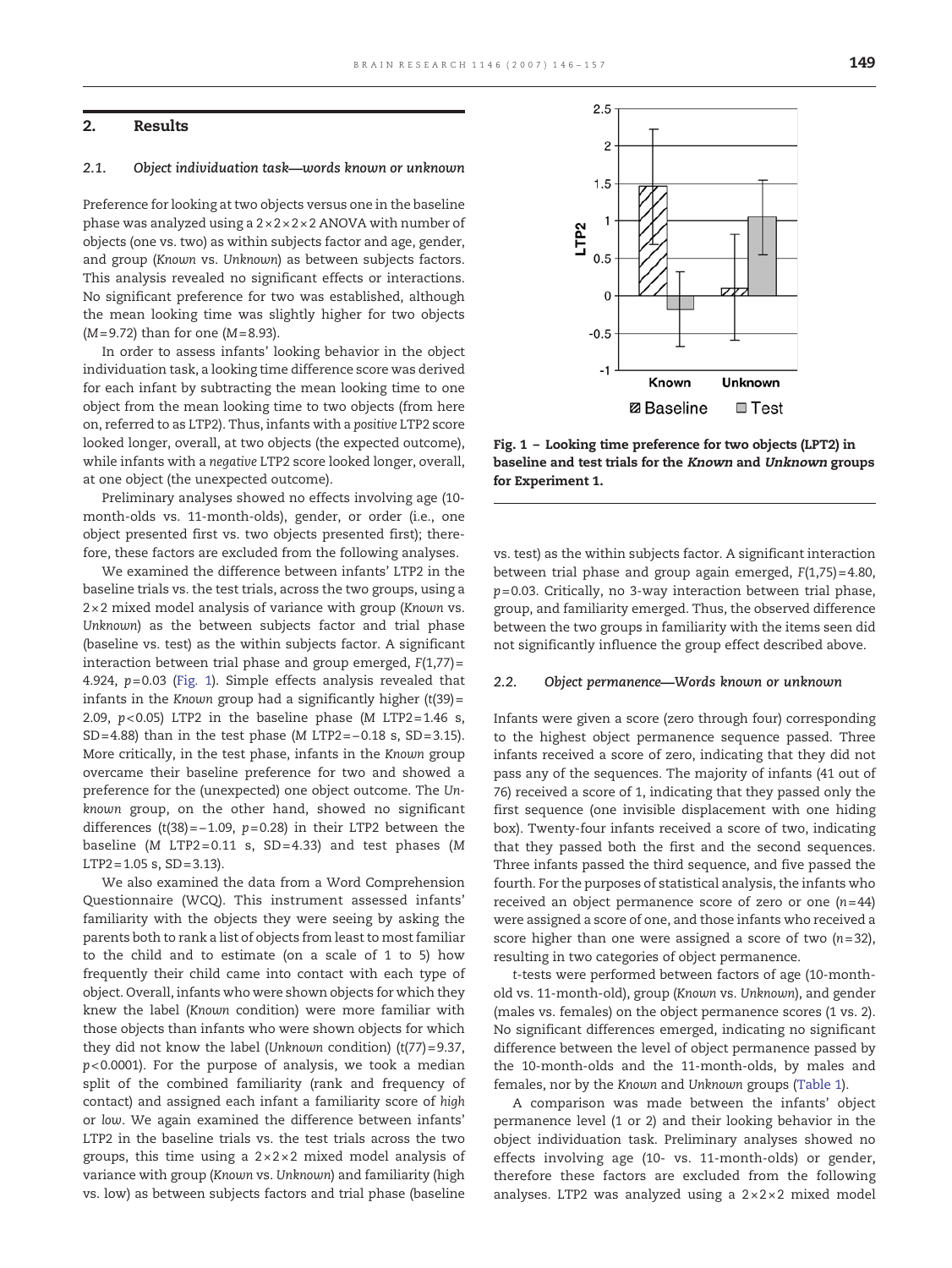## 2. Results

### 2.1. Object individuation task—words known or unknown

Preference for looking at two objects versus one in the baseline phase was analyzed using a 2×2×2×2 ANOVA with number of objects (one vs. two) as within subjects factor and age, gender, and group (*Known* vs. *Unknown*) as between subjects factors. This analysis revealed no significant effects or interactions. No significant preference for two was established, although the mean looking time was slightly higher for two objects ($M=9.72$) than for one ($M=8.93$).

In order to assess infants' looking behavior in the object individuation task, a looking time difference score was derived for each infant by subtracting the mean looking time to one object from the mean looking time to two objects (from here on, referred to as LTP2). Thus, infants with a *positive* LTP2 score looked longer, overall, at two objects (the expected outcome), while infants with a *negative* LTP2 score looked longer, overall, at one object (the unexpected outcome).

Preliminary analyses showed no effects involving age (10-month-olds vs. 11-month-olds), gender, or order (i.e., one object presented first vs. two objects presented first); therefore, these factors are excluded from the following analyses.

We examined the difference between infants' LTP2 in the baseline trials vs. the test trials, across the two groups, using a 2×2 mixed model analysis of variance with group (*Known* vs. *Unknown*) as the between subjects factor and trial phase (baseline vs. test) as the within subjects factor. A significant interaction between trial phase and group emerged, $F(1,77)=4.924$, $p=0.03$ (Fig. 1). Simple effects analysis revealed that infants in the *Known* group had a significantly higher ($t(39)=2.09$, $p<0.05$) LTP2 in the baseline phase (*M* LTP2 = 1.46 s, SD = 4.88) than in the test phase (*M* LTP2 = −0.18 s, SD = 3.15). More critically, in the test phase, infants in the *Known* group overcame their baseline preference for two and showed a preference for the (unexpected) one object outcome. The *Unknown* group, on the other hand, showed no significant differences ($t(38)=-1.09$, $p=0.28$) in their LTP2 between the baseline (*M* LTP2 = 0.11 s, SD = 4.33) and test phases (*M* LTP2 = 1.05 s, SD = 3.13).

We also examined the data from a Word Comprehension Questionnaire (WCQ). This instrument assessed infants' familiarity with the objects they were seeing by asking the parents both to rank a list of objects from least to most familiar to the child and to estimate (on a scale of 1 to 5) how frequently their child came into contact with each type of object. Overall, infants who were shown objects for which they knew the label (*Known* condition) were more familiar with those objects than infants who were shown objects for which they did not know the label (*Unknown* condition) ($t(77)=9.37$, $p<0.0001$). For the purpose of analysis, we took a median split of the combined familiarity (rank and frequency of contact) and assigned each infant a familiarity score of *high* or *low*. We again examined the difference between infants' LTP2 in the baseline trials vs. the test trials across the two groups, this time using a 2×2×2 mixed model analysis of variance with group (*Known* vs. *Unknown*) and familiarity (high vs. low) as between subjects factors and trial phase (baseline vs. test) as the within subjects factor. A significant interaction between trial phase and group again emerged, $F(1,75)=4.80$, $p=0.03$. Critically, no 3-way interaction between trial phase, group, and familiarity emerged. Thus, the observed difference between the two groups in familiarity with the items seen did not significantly influence the group effect described above.

**Fig. 1 – Looking time preference for two objects (LPT2) in baseline and test trials for the *Known* and *Unknown* groups for Experiment 1.**

### 2.2. Object permanence—Words known or unknown

Infants were given a score (zero through four) corresponding to the highest object permanence sequence passed. Three infants received a score of zero, indicating that they did not pass any of the sequences. The majority of infants (41 out of 76) received a score of 1, indicating that they passed only the first sequence (one invisible displacement with one hiding box). Twenty-four infants received a score of two, indicating that they passed both the first and the second sequences. Three infants passed the third sequence, and five passed the fourth. For the purposes of statistical analysis, the infants who received an object permanence score of zero or one ($n=44$) were assigned a score of one, and those infants who received a score higher than one were assigned a score of two ($n=32$), resulting in two categories of object permanence.

*t*-tests were performed between factors of age (10-month-old vs. 11-month-old), group (*Known* vs. *Unknown*), and gender (males vs. females) on the object permanence scores (1 vs. 2). No significant differences emerged, indicating no significant difference between the level of object permanence passed by the 10-month-olds and the 11-month-olds, by males and females, nor by the *Known* and *Unknown* groups (Table 1).

A comparison was made between the infants' object permanence level (1 or 2) and their looking behavior in the object individuation task. Preliminary analyses showed no effects involving age (10- vs. 11-month-olds) or gender, therefore these factors are excluded from the following analyses. LTP2 was analyzed using a 2×2×2 mixed model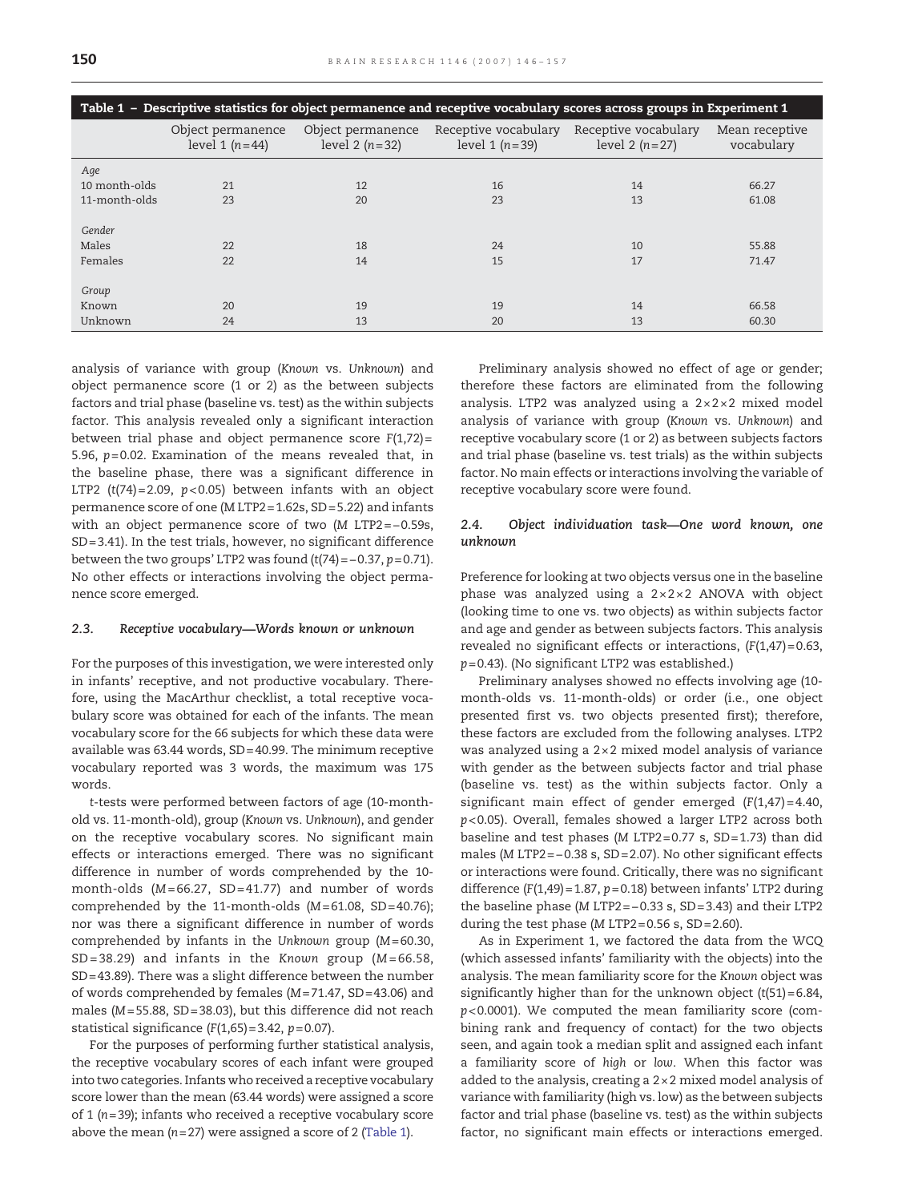**Table 1 – Descriptive statistics for object permanence and receptive vocabulary scores across groups in Experiment 1**

| | Object permanence level 1 ($n=44$) | Object permanence level 2 ($n=32$) | Receptive vocabulary level 1 ($n=39$) | Receptive vocabulary level 2 ($n=27$) | Mean receptive vocabulary |
|---|---|---|---|---|---|
| *Age* | | | | | |
| 10 month-olds | 21 | 12 | 16 | 14 | 66.27 |
| 11-month-olds | 23 | 20 | 23 | 13 | 61.08 |
| *Gender* | | | | | |
| Males | 22 | 18 | 24 | 10 | 55.88 |
| Females | 22 | 14 | 15 | 17 | 71.47 |
| *Group* | | | | | |
| Known | 20 | 19 | 19 | 14 | 66.58 |
| Unknown | 24 | 13 | 20 | 13 | 60.30 |

analysis of variance with group (*Known* vs. *Unknown*) and object permanence score (1 or 2) as the between subjects factors and trial phase (baseline vs. test) as the within subjects factor. This analysis revealed only a significant interaction between trial phase and object permanence score $F(1,72)=5.96$, $p=0.02$. Examination of the means revealed that, in the baseline phase, there was a significant difference in LTP2 ($t(74)=2.09$, $p<0.05$) between infants with an object permanence score of one (M LTP2 = 1.62s, SD = 5.22) and infants with an object permanence score of two (*M* LTP2 = −0.59s, SD = 3.41). In the test trials, however, no significant difference between the two groups' LTP2 was found ($t(74)=-0.37$, $p=0.71$). No other effects or interactions involving the object permanence score emerged.

### 2.3. Receptive vocabulary—Words known or unknown

For the purposes of this investigation, we were interested only in infants' receptive, and not productive vocabulary. Therefore, using the MacArthur checklist, a total receptive vocabulary score was obtained for each of the infants. The mean vocabulary score for the 66 subjects for which these data were available was 63.44 words, SD = 40.99. The minimum receptive vocabulary reported was 3 words, the maximum was 175 words.

*t*-tests were performed between factors of age (10-month-old vs. 11-month-old), group (*Known* vs. *Unknown*), and gender on the receptive vocabulary scores. No significant main effects or interactions emerged. There was no significant difference in number of words comprehended by the 10-month-olds (*M* = 66.27, SD = 41.77) and number of words comprehended by the 11-month-olds (*M* = 61.08, SD = 40.76); nor was there a significant difference in number of words comprehended by infants in the *Unknown* group (*M* = 60.30, SD = 38.29) and infants in the *Known* group (*M* = 66.58, SD = 43.89). There was a slight difference between the number of words comprehended by females (*M* = 71.47, SD = 43.06) and males (*M* = 55.88, SD = 38.03), but this difference did not reach statistical significance ($F(1,65)=3.42$, $p=0.07$).

For the purposes of performing further statistical analysis, the receptive vocabulary scores of each infant were grouped into two categories. Infants who received a receptive vocabulary score lower than the mean (63.44 words) were assigned a score of 1 ($n=39$); infants who received a receptive vocabulary score above the mean ($n=27$) were assigned a score of 2 (Table 1).

Preliminary analysis showed no effect of age or gender; therefore these factors are eliminated from the following analysis. LTP2 was analyzed using a 2×2×2 mixed model analysis of variance with group (*Known* vs. *Unknown*) and receptive vocabulary score (1 or 2) as between subjects factors and trial phase (baseline vs. test trials) as the within subjects factor. No main effects or interactions involving the variable of receptive vocabulary score were found.

### 2.4. Object individuation task—One word known, one unknown

Preference for looking at two objects versus one in the baseline phase was analyzed using a 2×2×2 ANOVA with object (looking time to one vs. two objects) as within subjects factor and age and gender as between subjects factors. This analysis revealed no significant effects or interactions, ($F(1,47)=0.63$, $p=0.43$). (No significant LTP2 was established.)

Preliminary analyses showed no effects involving age (10-month-olds vs. 11-month-olds) or order (i.e., one object presented first vs. two objects presented first); therefore, these factors are excluded from the following analyses. LTP2 was analyzed using a 2×2 mixed model analysis of variance with gender as the between subjects factor and trial phase (baseline vs. test) as the within subjects factor. Only a significant main effect of gender emerged ($F(1,47)=4.40$, $p<0.05$). Overall, females showed a larger LTP2 across both baseline and test phases (*M* LTP2 = 0.77 s, SD = 1.73) than did males (*M* LTP2 = −0.38 s, SD = 2.07). No other significant effects or interactions were found. Critically, there was no significant difference ($F(1,49)=1.87$, $p=0.18$) between infants' LTP2 during the baseline phase (*M* LTP2 = −0.33 s, SD = 3.43) and their LTP2 during the test phase (*M* LTP2 = 0.56 s, SD = 2.60).

As in Experiment 1, we factored the data from the WCQ (which assessed infants' familiarity with the objects) into the analysis. The mean familiarity score for the *Known* object was significantly higher than for the unknown object ($t(51)=6.84$, $p<0.0001$). We computed the mean familiarity score (combining rank and frequency of contact) for the two objects seen, and again took a median split and assigned each infant a familiarity score of *high* or *low*. When this factor was added to the analysis, creating a 2×2 mixed model analysis of variance with familiarity (high vs. low) as the between subjects factor and trial phase (baseline vs. test) as the within subjects factor, no significant main effects or interactions emerged.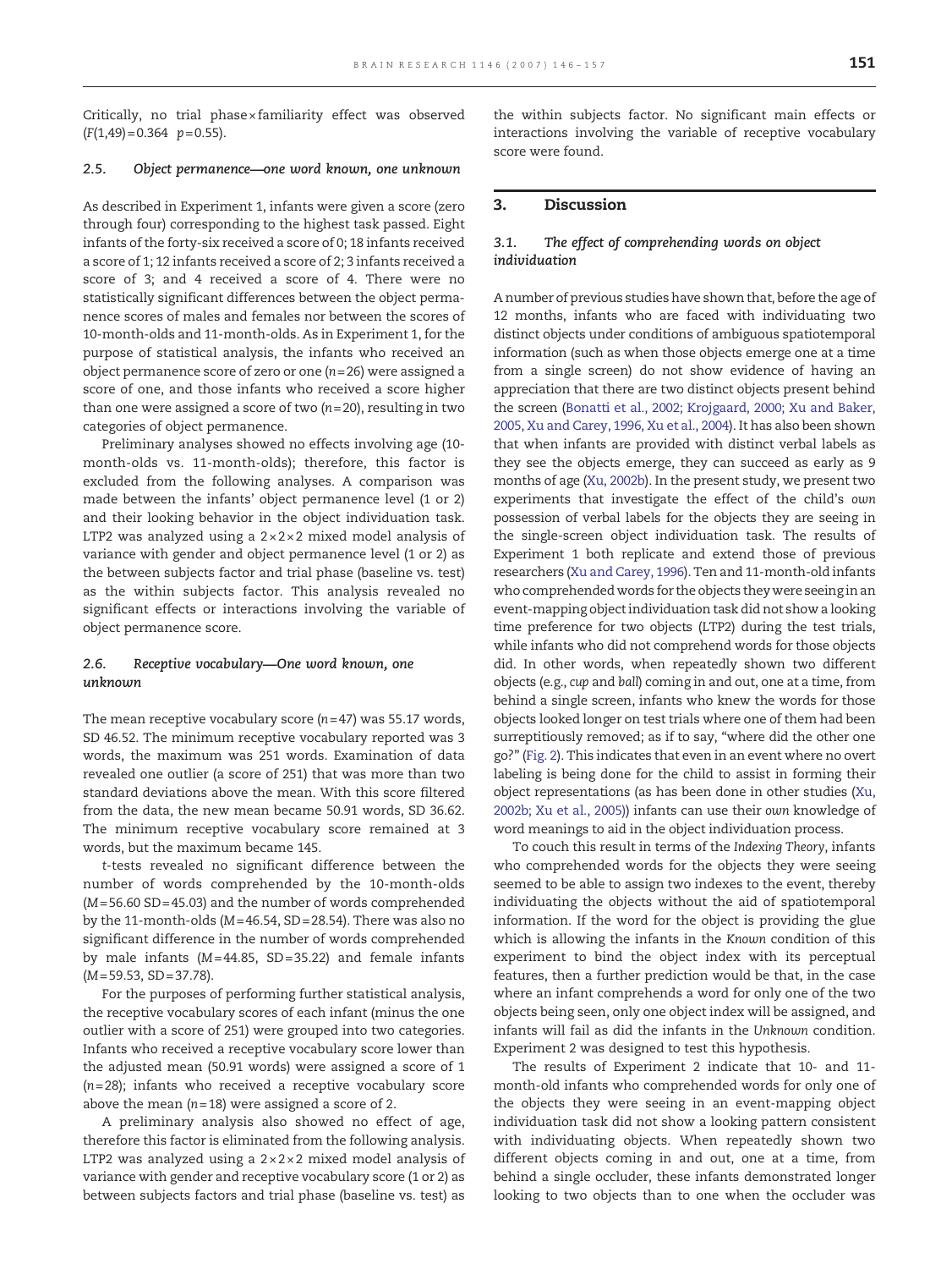Critically, no trial phase×familiarity effect was observed ($F(1,49)=0.364$ $p=0.55$).

### 2.5. Object permanence—one word known, one unknown

As described in Experiment 1, infants were given a score (zero through four) corresponding to the highest task passed. Eight infants of the forty-six received a score of 0; 18 infants received a score of 1; 12 infants received a score of 2; 3 infants received a score of 3; and 4 received a score of 4. There were no statistically significant differences between the object permanence scores of males and females nor between the scores of 10-month-olds and 11-month-olds. As in Experiment 1, for the purpose of statistical analysis, the infants who received an object permanence score of zero or one ($n=26$) were assigned a score of one, and those infants who received a score higher than one were assigned a score of two ($n=20$), resulting in two categories of object permanence.

Preliminary analyses showed no effects involving age (10-month-olds vs. 11-month-olds); therefore, this factor is excluded from the following analyses. A comparison was made between the infants' object permanence level (1 or 2) and their looking behavior in the object individuation task. LTP2 was analyzed using a 2×2×2 mixed model analysis of variance with gender and object permanence level (1 or 2) as the between subjects factor and trial phase (baseline vs. test) as the within subjects factor. This analysis revealed no significant effects or interactions involving the variable of object permanence score.

### 2.6. Receptive vocabulary—One word known, one unknown

The mean receptive vocabulary score ($n=47$) was 55.17 words, SD 46.52. The minimum receptive vocabulary reported was 3 words, the maximum was 251 words. Examination of data revealed one outlier (a score of 251) that was more than two standard deviations above the mean. With this score filtered from the data, the new mean became 50.91 words, SD 36.62. The minimum receptive vocabulary score remained at 3 words, but the maximum became 145.

*t*-tests revealed no significant difference between the number of words comprehended by the 10-month-olds ($M=56.60$ $SD=45.03$) and the number of words comprehended by the 11-month-olds ($M=46.54$, $SD=28.54$). There was also no significant difference in the number of words comprehended by male infants ($M=44.85$, $SD=35.22$) and female infants ($M=59.53$, $SD=37.78$).

For the purposes of performing further statistical analysis, the receptive vocabulary scores of each infant (minus the one outlier with a score of 251) were grouped into two categories. Infants who received a receptive vocabulary score lower than the adjusted mean (50.91 words) were assigned a score of 1 ($n=28$); infants who received a receptive vocabulary score above the mean ($n=18$) were assigned a score of 2.

A preliminary analysis also showed no effect of age, therefore this factor is eliminated from the following analysis. LTP2 was analyzed using a 2×2×2 mixed model analysis of variance with gender and receptive vocabulary score (1 or 2) as between subjects factors and trial phase (baseline vs. test) as the within subjects factor. No significant main effects or interactions involving the variable of receptive vocabulary score were found.

## 3. Discussion

### 3.1. The effect of comprehending words on object individuation

A number of previous studies have shown that, before the age of 12 months, infants who are faced with individuating two distinct objects under conditions of ambiguous spatiotemporal information (such as when those objects emerge one at a time from a single screen) do not show evidence of having an appreciation that there are two distinct objects present behind the screen (Bonatti et al., 2002; Krojgaard, 2000; Xu and Baker, 2005, Xu and Carey, 1996, Xu et al., 2004). It has also been shown that when infants are provided with distinct verbal labels as they see the objects emerge, they can succeed as early as 9 months of age (Xu, 2002b). In the present study, we present two experiments that investigate the effect of the child's *own* possession of verbal labels for the objects they are seeing in the single-screen object individuation task. The results of Experiment 1 both replicate and extend those of previous researchers (Xu and Carey, 1996). Ten and 11-month-old infants who comprehended words for the objects they were seeing in an event-mapping object individuation task did not show a looking time preference for two objects (LTP2) during the test trials, while infants who did not comprehend words for those objects did. In other words, when repeatedly shown two different objects (e.g., *cup* and *ball*) coming in and out, one at a time, from behind a single screen, infants who knew the words for those objects looked longer on test trials where one of them had been surreptitiously removed; as if to say, "where did the other one go?" (Fig. 2). This indicates that even in an event where no overt labeling is being done for the child to assist in forming their object representations (as has been done in other studies (Xu, 2002b; Xu et al., 2005)) infants can use their *own* knowledge of word meanings to aid in the object individuation process.

To couch this result in terms of the *Indexing Theory*, infants who comprehended words for the objects they were seeing seemed to be able to assign two indexes to the event, thereby individuating the objects without the aid of spatiotemporal information. If the word for the object is providing the glue which is allowing the infants in the *Known* condition of this experiment to bind the object index with its perceptual features, then a further prediction would be that, in the case where an infant comprehends a word for only one of the two objects being seen, only one object index will be assigned, and infants will fail as did the infants in the *Unknown* condition. Experiment 2 was designed to test this hypothesis.

The results of Experiment 2 indicate that 10- and 11-month-old infants who comprehended words for only one of the objects they were seeing in an event-mapping object individuation task did not show a looking pattern consistent with individuating objects. When repeatedly shown two different objects coming in and out, one at a time, from behind a single occluder, these infants demonstrated longer looking to two objects than to one when the occluder was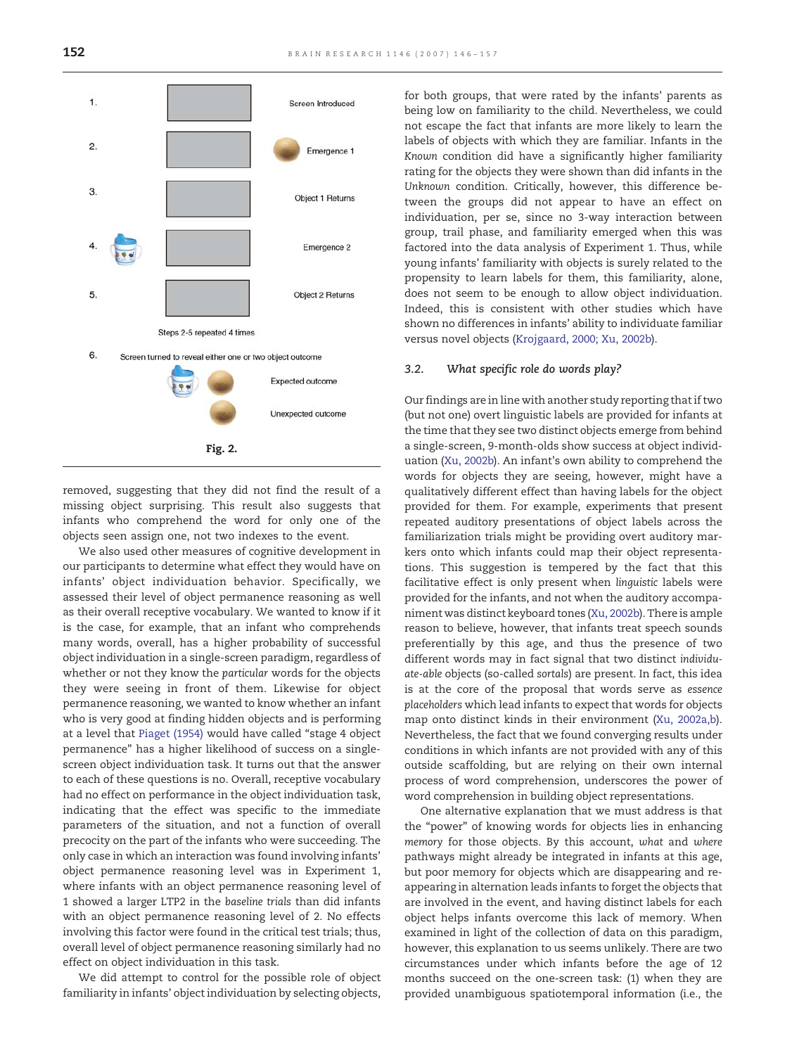1. Screen Introduced

2. Emergence 1

3. Object 1 Returns

4. Emergence 2

5. Object 2 Returns

Steps 2-5 repeated 4 times

6. Screen turned to reveal either one or two object outcome

Expected outcome

Unexpected outcome

**Fig. 2.**

removed, suggesting that they did not find the result of a missing object surprising. This result also suggests that infants who comprehend the word for only one of the objects seen assign one, not two indexes to the event.

We also used other measures of cognitive development in our participants to determine what effect they would have on infants' object individuation behavior. Specifically, we assessed their level of object permanence reasoning as well as their overall receptive vocabulary. We wanted to know if it is the case, for example, that an infant who comprehends many words, overall, has a higher probability of successful object individuation in a single-screen paradigm, regardless of whether or not they know the *particular* words for the objects they were seeing in front of them. Likewise for object permanence reasoning, we wanted to know whether an infant who is very good at finding hidden objects and is performing at a level that Piaget (1954) would have called "stage 4 object permanence" has a higher likelihood of success on a single-screen object individuation task. It turns out that the answer to each of these questions is no. Overall, receptive vocabulary had no effect on performance in the object individuation task, indicating that the effect was specific to the immediate parameters of the situation, and not a function of overall precocity on the part of the infants who were succeeding. The only case in which an interaction was found involving infants' object permanence reasoning level was in Experiment 1, where infants with an object permanence reasoning level of 1 showed a larger LTP2 in the *baseline trials* than did infants with an object permanence reasoning level of 2. No effects involving this factor were found in the critical test trials; thus, overall level of object permanence reasoning similarly had no effect on object individuation in this task.

We did attempt to control for the possible role of object familiarity in infants' object individuation by selecting objects, for both groups, that were rated by the infants' parents as being low on familiarity to the child. Nevertheless, we could not escape the fact that infants are more likely to learn the labels of objects with which they are familiar. Infants in the *Known* condition did have a significantly higher familiarity rating for the objects they were shown than did infants in the *Unknown* condition. Critically, however, this difference between the groups did not appear to have an effect on individuation, per se, since no 3-way interaction between group, trail phase, and familiarity emerged when this was factored into the data analysis of Experiment 1. Thus, while young infants' familiarity with objects is surely related to the propensity to learn labels for them, this familiarity, alone, does not seem to be enough to allow object individuation. Indeed, this is consistent with other studies which have shown no differences in infants' ability to individuate familiar versus novel objects (Krojgaard, 2000; Xu, 2002b).

### 3.2. What specific role do words play?

Our findings are in line with another study reporting that if two (but not one) overt linguistic labels are provided for infants at the time that they see two distinct objects emerge from behind a single-screen, 9-month-olds show success at object individuation (Xu, 2002b). An infant's own ability to comprehend the words for objects they are seeing, however, might have a qualitatively different effect than having labels for the object provided for them. For example, experiments that present repeated auditory presentations of object labels across the familiarization trials might be providing overt auditory markers onto which infants could map their object representations. This suggestion is tempered by the fact that this facilitative effect is only present when *linguistic* labels were provided for the infants, and not when the auditory accompaniment was distinct keyboard tones (Xu, 2002b). There is ample reason to believe, however, that infants treat speech sounds preferentially by this age, and thus the presence of two different words may in fact signal that two distinct *individuate-able* objects (so-called *sortals*) are present. In fact, this idea is at the core of the proposal that words serve as *essence placeholders* which lead infants to expect that words for objects map onto distinct kinds in their environment (Xu, 2002a,b). Nevertheless, the fact that we found converging results under conditions in which infants are not provided with any of this outside scaffolding, but are relying on their own internal process of word comprehension, underscores the power of word comprehension in building object representations.

One alternative explanation that we must address is that the "power" of knowing words for objects lies in enhancing *memory* for those objects. By this account, *what* and *where* pathways might already be integrated in infants at this age, but poor memory for objects which are disappearing and reappearing in alternation leads infants to forget the objects that are involved in the event, and having distinct labels for each object helps infants overcome this lack of memory. When examined in light of the collection of data on this paradigm, however, this explanation to us seems unlikely. There are two circumstances under which infants before the age of 12 months succeed on the one-screen task: (1) when they are provided unambiguous spatiotemporal information (i.e., the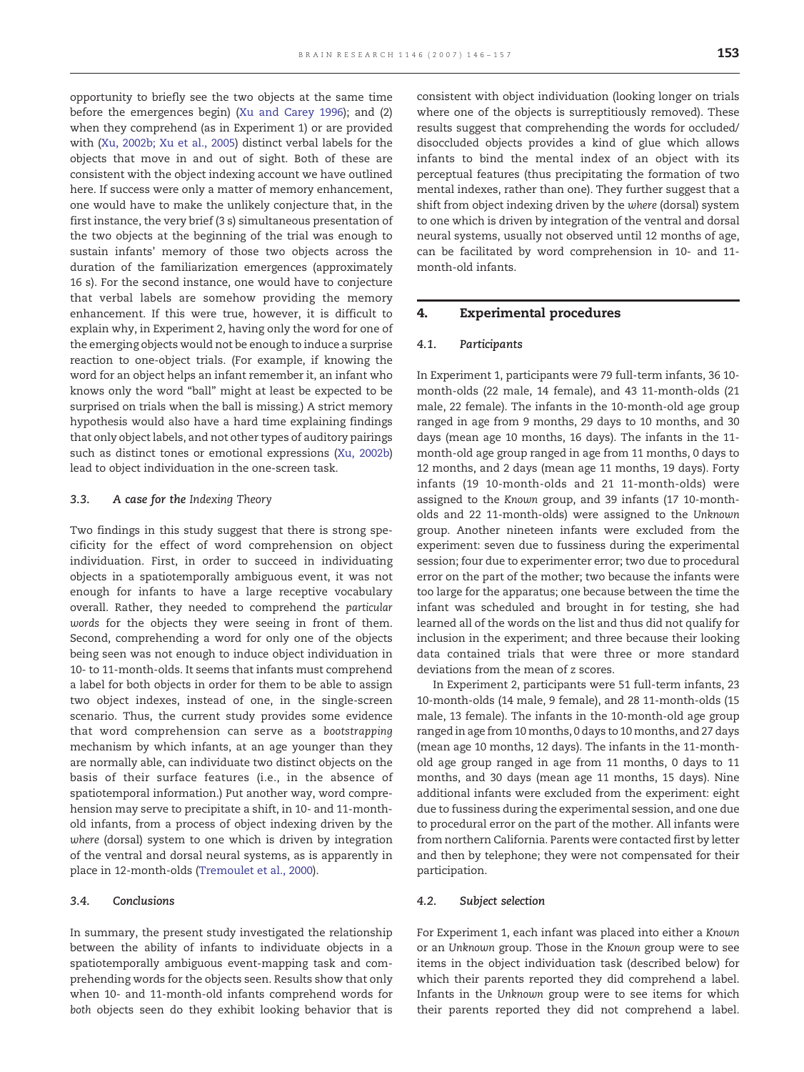opportunity to briefly see the two objects at the same time before the emergences begin) (Xu and Carey 1996); and (2) when they comprehend (as in Experiment 1) or are provided with (Xu, 2002b; Xu et al., 2005) distinct verbal labels for the objects that move in and out of sight. Both of these are consistent with the object indexing account we have outlined here. If success were only a matter of memory enhancement, one would have to make the unlikely conjecture that, in the first instance, the very brief (3 s) simultaneous presentation of the two objects at the beginning of the trial was enough to sustain infants' memory of those two objects across the duration of the familiarization emergences (approximately 16 s). For the second instance, one would have to conjecture that verbal labels are somehow providing the memory enhancement. If this were true, however, it is difficult to explain why, in Experiment 2, having only the word for one of the emerging objects would not be enough to induce a surprise reaction to one-object trials. (For example, if knowing the word for an object helps an infant remember it, an infant who knows only the word "ball" might at least be expected to be surprised on trials when the ball is missing.) A strict memory hypothesis would also have a hard time explaining findings that only object labels, and not other types of auditory pairings such as distinct tones or emotional expressions (Xu, 2002b) lead to object individuation in the one-screen task.

### 3.3. A case for the *Indexing Theory*

Two findings in this study suggest that there is strong specificity for the effect of word comprehension on object individuation. First, in order to succeed in individuating objects in a spatiotemporally ambiguous event, it was not enough for infants to have a large receptive vocabulary overall. Rather, they needed to comprehend the *particular words* for the objects they were seeing in front of them. Second, comprehending a word for only one of the objects being seen was not enough to induce object individuation in 10- to 11-month-olds. It seems that infants must comprehend a label for both objects in order for them to be able to assign two object indexes, instead of one, in the single-screen scenario. Thus, the current study provides some evidence that word comprehension can serve as a *bootstrapping* mechanism by which infants, at an age younger than they are normally able, can individuate two distinct objects on the basis of their surface features (i.e., in the absence of spatiotemporal information.) Put another way, word comprehension may serve to precipitate a shift, in 10- and 11-month-old infants, from a process of object indexing driven by the *where* (dorsal) system to one which is driven by integration of the ventral and dorsal neural systems, as is apparently in place in 12-month-olds (Tremoulet et al., 2000).

### 3.4. Conclusions

In summary, the present study investigated the relationship between the ability of infants to individuate objects in a spatiotemporally ambiguous event-mapping task and comprehending words for the objects seen. Results show that only when 10- and 11-month-old infants comprehend words for *both* objects seen do they exhibit looking behavior that is consistent with object individuation (looking longer on trials where one of the objects is surreptitiously removed). These results suggest that comprehending the words for occluded/disoccluded objects provides a kind of glue which allows infants to bind the mental index of an object with its perceptual features (thus precipitating the formation of two mental indexes, rather than one). They further suggest that a shift from object indexing driven by the *where* (dorsal) system to one which is driven by integration of the ventral and dorsal neural systems, usually not observed until 12 months of age, can be facilitated by word comprehension in 10- and 11-month-old infants.

## 4. Experimental procedures

### 4.1. Participants

In Experiment 1, participants were 79 full-term infants, 36 10-month-olds (22 male, 14 female), and 43 11-month-olds (21 male, 22 female). The infants in the 10-month-old age group ranged in age from 9 months, 29 days to 10 months, and 30 days (mean age 10 months, 16 days). The infants in the 11-month-old age group ranged in age from 11 months, 0 days to 12 months, and 2 days (mean age 11 months, 19 days). Forty infants (19 10-month-olds and 21 11-month-olds) were assigned to the *Known* group, and 39 infants (17 10-month-olds and 22 11-month-olds) were assigned to the *Unknown* group. Another nineteen infants were excluded from the experiment: seven due to fussiness during the experimental session; four due to experimenter error; two due to procedural error on the part of the mother; two because the infants were too large for the apparatus; one because between the time the infant was scheduled and brought in for testing, she had learned all of the words on the list and thus did not qualify for inclusion in the experiment; and three because their looking data contained trials that were three or more standard deviations from the mean of z scores.

In Experiment 2, participants were 51 full-term infants, 23 10-month-olds (14 male, 9 female), and 28 11-month-olds (15 male, 13 female). The infants in the 10-month-old age group ranged in age from 10 months, 0 days to 10 months, and 27 days (mean age 10 months, 12 days). The infants in the 11-month-old age group ranged in age from 11 months, 0 days to 11 months, and 30 days (mean age 11 months, 15 days). Nine additional infants were excluded from the experiment: eight due to fussiness during the experimental session, and one due to procedural error on the part of the mother. All infants were from northern California. Parents were contacted first by letter and then by telephone; they were not compensated for their participation.

### 4.2. Subject selection

For Experiment 1, each infant was placed into either a *Known* or an *Unknown* group. Those in the *Known* group were to see items in the object individuation task (described below) for which their parents reported they did comprehend a label. Infants in the *Unknown* group were to see items for which their parents reported they did not comprehend a label.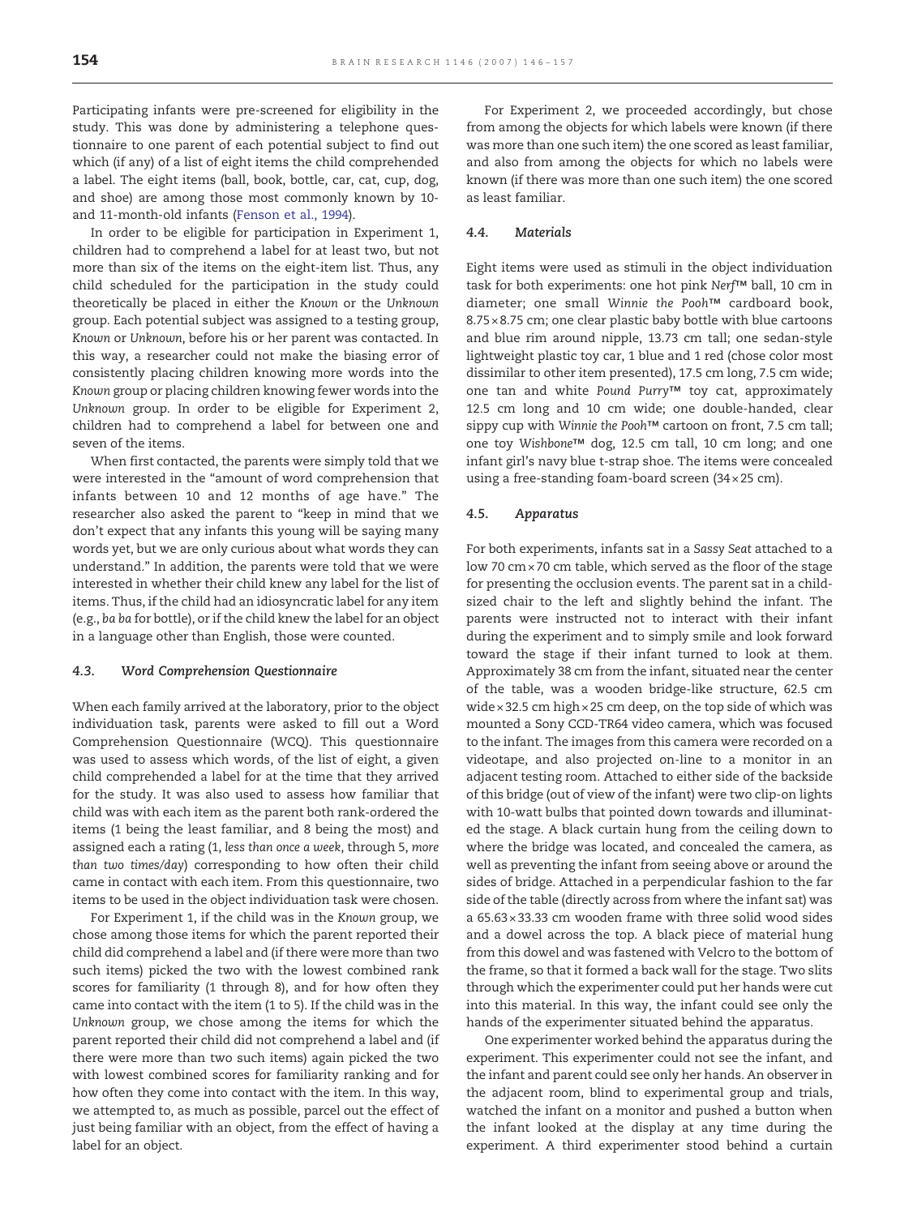Participating infants were pre-screened for eligibility in the study. This was done by administering a telephone questionnaire to one parent of each potential subject to find out which (if any) of a list of eight items the child comprehended a label. The eight items (ball, book, bottle, car, cat, cup, dog, and shoe) are among those most commonly known by 10- and 11-month-old infants (Fenson et al., 1994).

In order to be eligible for participation in Experiment 1, children had to comprehend a label for at least two, but not more than six of the items on the eight-item list. Thus, any child scheduled for the participation in the study could theoretically be placed in either the *Known* or the *Unknown* group. Each potential subject was assigned to a testing group, *Known* or *Unknown*, before his or her parent was contacted. In this way, a researcher could not make the biasing error of consistently placing children knowing more words into the *Known* group or placing children knowing fewer words into the *Unknown* group. In order to be eligible for Experiment 2, children had to comprehend a label for between one and seven of the items.

When first contacted, the parents were simply told that we were interested in the "amount of word comprehension that infants between 10 and 12 months of age have." The researcher also asked the parent to "keep in mind that we don't expect that any infants this young will be saying many words yet, but we are only curious about what words they can understand." In addition, the parents were told that we were interested in whether their child knew any label for the list of items. Thus, if the child had an idiosyncratic label for any item (e.g., *ba ba* for bottle), or if the child knew the label for an object in a language other than English, those were counted.

### 4.3. Word Comprehension Questionnaire

When each family arrived at the laboratory, prior to the object individuation task, parents were asked to fill out a Word Comprehension Questionnaire (WCQ). This questionnaire was used to assess which words, of the list of eight, a given child comprehended a label for at the time that they arrived for the study. It was also used to assess how familiar that child was with each item as the parent both rank-ordered the items (1 being the least familiar, and 8 being the most) and assigned each a rating (1, *less than once a week*, through 5, *more than two times/day*) corresponding to how often their child came in contact with each item. From this questionnaire, two items to be used in the object individuation task were chosen.

For Experiment 1, if the child was in the *Known* group, we chose among those items for which the parent reported their child did comprehend a label and (if there were more than two such items) picked the two with the lowest combined rank scores for familiarity (1 through 8), and for how often they came into contact with the item (1 to 5). If the child was in the *Unknown* group, we chose among the items for which the parent reported their child did not comprehend a label and (if there were more than two such items) again picked the two with lowest combined scores for familiarity ranking and for how often they come into contact with the item. In this way, we attempted to, as much as possible, parcel out the effect of just being familiar with an object, from the effect of having a label for an object.

For Experiment 2, we proceeded accordingly, but chose from among the objects for which labels were known (if there was more than one such item) the one scored as least familiar, and also from among the objects for which no labels were known (if there was more than one such item) the one scored as least familiar.

### 4.4. Materials

Eight items were used as stimuli in the object individuation task for both experiments: one hot pink *Nerf*™ ball, 10 cm in diameter; one small *Winnie the Pooh*™ cardboard book, 8.75×8.75 cm; one clear plastic baby bottle with blue cartoons and blue rim around nipple, 13.73 cm tall; one sedan-style lightweight plastic toy car, 1 blue and 1 red (chose color most dissimilar to other item presented), 17.5 cm long, 7.5 cm wide; one tan and white *Pound Purry*™ toy cat, approximately 12.5 cm long and 10 cm wide; one double-handed, clear sippy cup with *Winnie the Pooh*™ cartoon on front, 7.5 cm tall; one toy *Wishbone*™ dog, 12.5 cm tall, 10 cm long; and one infant girl's navy blue t-strap shoe. The items were concealed using a free-standing foam-board screen (34×25 cm).

### 4.5. Apparatus

For both experiments, infants sat in a *Sassy Seat* attached to a low 70 cm×70 cm table, which served as the floor of the stage for presenting the occlusion events. The parent sat in a child-sized chair to the left and slightly behind the infant. The parents were instructed not to interact with their infant during the experiment and to simply smile and look forward toward the stage if their infant turned to look at them. Approximately 38 cm from the infant, situated near the center of the table, was a wooden bridge-like structure, 62.5 cm wide×32.5 cm high×25 cm deep, on the top side of which was mounted a Sony CCD-TR64 video camera, which was focused to the infant. The images from this camera were recorded on a videotape, and also projected on-line to a monitor in an adjacent testing room. Attached to either side of the backside of this bridge (out of view of the infant) were two clip-on lights with 10-watt bulbs that pointed down towards and illuminated the stage. A black curtain hung from the ceiling down to where the bridge was located, and concealed the camera, as well as preventing the infant from seeing above or around the sides of bridge. Attached in a perpendicular fashion to the far side of the table (directly across from where the infant sat) was a 65.63×33.33 cm wooden frame with three solid wood sides and a dowel across the top. A black piece of material hung from this dowel and was fastened with Velcro to the bottom of the frame, so that it formed a back wall for the stage. Two slits through which the experimenter could put her hands were cut into this material. In this way, the infant could see only the hands of the experimenter situated behind the apparatus.

One experimenter worked behind the apparatus during the experiment. This experimenter could not see the infant, and the infant and parent could see only her hands. An observer in the adjacent room, blind to experimental group and trials, watched the infant on a monitor and pushed a button when the infant looked at the display at any time during the experiment. A third experimenter stood behind a curtain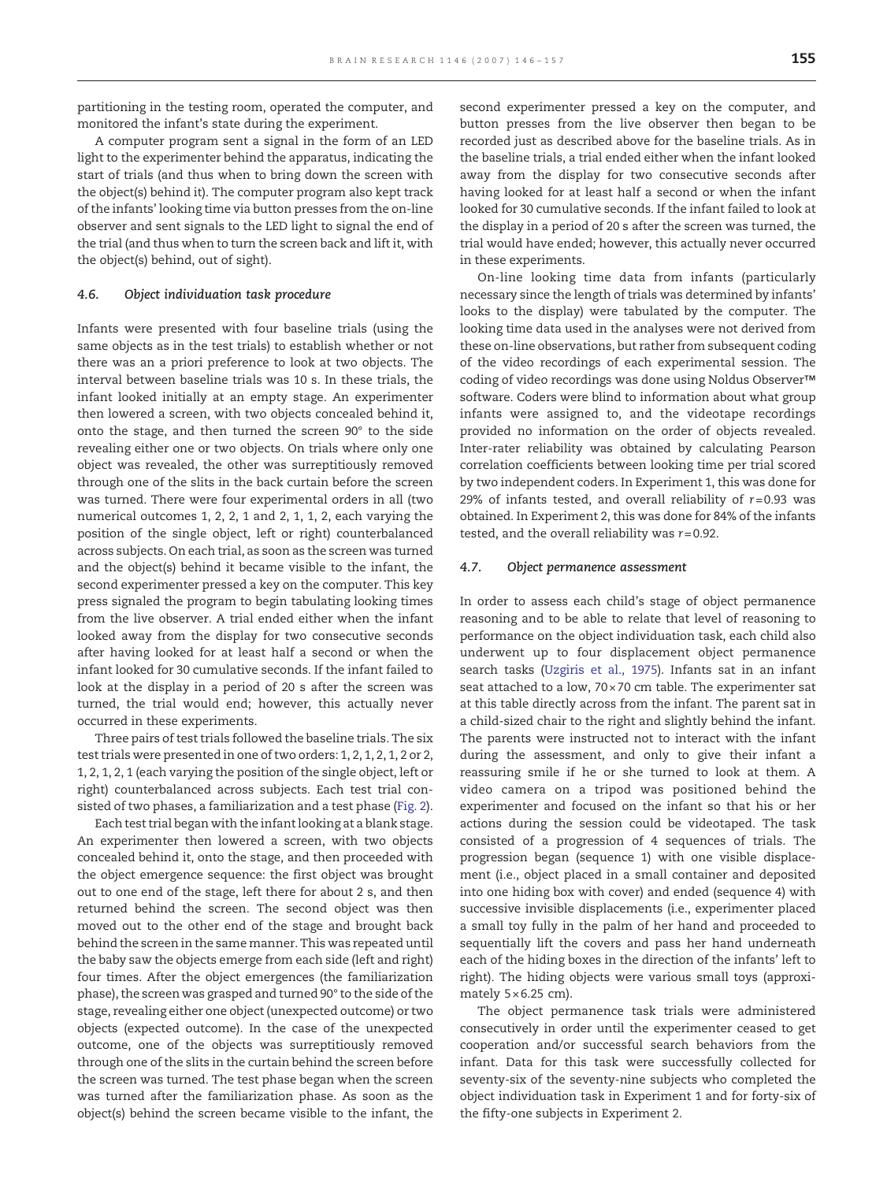partitioning in the testing room, operated the computer, and monitored the infant's state during the experiment.

A computer program sent a signal in the form of an LED light to the experimenter behind the apparatus, indicating the start of trials (and thus when to bring down the screen with the object(s) behind it). The computer program also kept track of the infants' looking time via button presses from the on-line observer and sent signals to the LED light to signal the end of the trial (and thus when to turn the screen back and lift it, with the object(s) behind, out of sight).

### 4.6. Object individuation task procedure

Infants were presented with four baseline trials (using the same objects as in the test trials) to establish whether or not there was an a priori preference to look at two objects. The interval between baseline trials was 10 s. In these trials, the infant looked initially at an empty stage. An experimenter then lowered a screen, with two objects concealed behind it, onto the stage, and then turned the screen 90° to the side revealing either one or two objects. On trials where only one object was revealed, the other was surreptitiously removed through one of the slits in the back curtain before the screen was turned. There were four experimental orders in all (two numerical outcomes 1, 2, 2, 1 and 2, 1, 1, 2, each varying the position of the single object, left or right) counterbalanced across subjects. On each trial, as soon as the screen was turned and the object(s) behind it became visible to the infant, the second experimenter pressed a key on the computer. This key press signaled the program to begin tabulating looking times from the live observer. A trial ended either when the infant looked away from the display for two consecutive seconds after having looked for at least half a second or when the infant looked for 30 cumulative seconds. If the infant failed to look at the display in a period of 20 s after the screen was turned, the trial would end; however, this actually never occurred in these experiments.

Three pairs of test trials followed the baseline trials. The six test trials were presented in one of two orders: 1, 2, 1, 2, 1, 2 or 2, 1, 2, 1, 2, 1 (each varying the position of the single object, left or right) counterbalanced across subjects. Each test trial consisted of two phases, a familiarization and a test phase (Fig. 2).

Each test trial began with the infant looking at a blank stage. An experimenter then lowered a screen, with two objects concealed behind it, onto the stage, and then proceeded with the object emergence sequence: the first object was brought out to one end of the stage, left there for about 2 s, and then returned behind the screen. The second object was then moved out to the other end of the stage and brought back behind the screen in the same manner. This was repeated until the baby saw the objects emerge from each side (left and right) four times. After the object emergences (the familiarization phase), the screen was grasped and turned 90° to the side of the stage, revealing either one object (unexpected outcome) or two objects (expected outcome). In the case of the unexpected outcome, one of the objects was surreptitiously removed through one of the slits in the curtain behind the screen before the screen was turned. The test phase began when the screen was turned after the familiarization phase. As soon as the object(s) behind the screen became visible to the infant, the second experimenter pressed a key on the computer, and button presses from the live observer then began to be recorded just as described above for the baseline trials. As in the baseline trials, a trial ended either when the infant looked away from the display for two consecutive seconds after having looked for at least half a second or when the infant looked for 30 cumulative seconds. If the infant failed to look at the display in a period of 20 s after the screen was turned, the trial would have ended; however, this actually never occurred in these experiments.

On-line looking time data from infants (particularly necessary since the length of trials was determined by infants' looks to the display) were tabulated by the computer. The looking time data used in the analyses were not derived from these on-line observations, but rather from subsequent coding of the video recordings of each experimental session. The coding of video recordings was done using Noldus Observer™ software. Coders were blind to information about what group infants were assigned to, and the videotape recordings provided no information on the order of objects revealed. Inter-rater reliability was obtained by calculating Pearson correlation coefficients between looking time per trial scored by two independent coders. In Experiment 1, this was done for 29% of infants tested, and overall reliability of $r = 0.93$ was obtained. In Experiment 2, this was done for 84% of the infants tested, and the overall reliability was $r = 0.92$.

### 4.7. Object permanence assessment

In order to assess each child's stage of object permanence reasoning and to be able to relate that level of reasoning to performance on the object individuation task, each child also underwent up to four displacement object permanence search tasks (Uzgiris et al., 1975). Infants sat in an infant seat attached to a low, 70×70 cm table. The experimenter sat at this table directly across from the infant. The parent sat in a child-sized chair to the right and slightly behind the infant. The parents were instructed not to interact with the infant during the assessment, and only to give their infant a reassuring smile if he or she turned to look at them. A video camera on a tripod was positioned behind the experimenter and focused on the infant so that his or her actions during the session could be videotaped. The task consisted of a progression of 4 sequences of trials. The progression began (sequence 1) with one visible displacement (i.e., object placed in a small container and deposited into one hiding box with cover) and ended (sequence 4) with successive invisible displacements (i.e., experimenter placed a small toy fully in the palm of her hand and proceeded to sequentially lift the covers and pass her hand underneath each of the hiding boxes in the direction of the infants' left to right). The hiding objects were various small toys (approximately 5×6.25 cm).

The object permanence task trials were administered consecutively in order until the experimenter ceased to get cooperation and/or successful search behaviors from the infant. Data for this task were successfully collected for seventy-six of the seventy-nine subjects who completed the object individuation task in Experiment 1 and for forty-six of the fifty-one subjects in Experiment 2.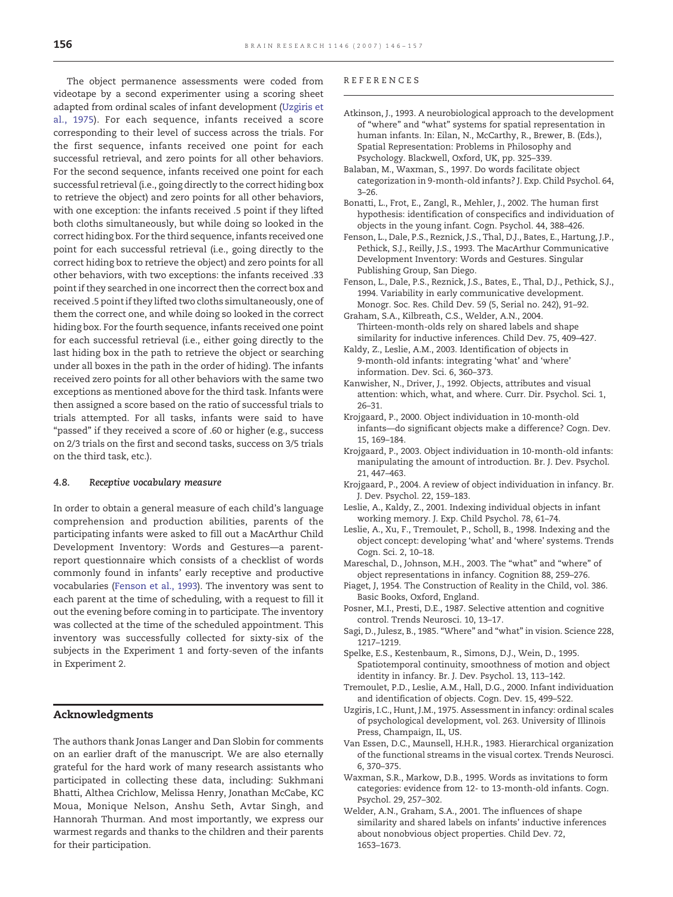The object permanence assessments were coded from videotape by a second experimenter using a scoring sheet adapted from ordinal scales of infant development (Uzgiris et al., 1975). For each sequence, infants received a score corresponding to their level of success across the trials. For the first sequence, infants received one point for each successful retrieval, and zero points for all other behaviors. For the second sequence, infants received one point for each successful retrieval (i.e., going directly to the correct hiding box to retrieve the object) and zero points for all other behaviors, with one exception: the infants received .5 point if they lifted both cloths simultaneously, but while doing so looked in the correct hiding box. For the third sequence, infants received one point for each successful retrieval (i.e., going directly to the correct hiding box to retrieve the object) and zero points for all other behaviors, with two exceptions: the infants received .33 point if they searched in one incorrect then the correct box and received .5 point if they lifted two cloths simultaneously, one of them the correct one, and while doing so looked in the correct hiding box. For the fourth sequence, infants received one point for each successful retrieval (i.e., either going directly to the last hiding box in the path to retrieve the object or searching under all boxes in the path in the order of hiding). The infants received zero points for all other behaviors with the same two exceptions as mentioned above for the third task. Infants were then assigned a score based on the ratio of successful trials to trials attempted. For all tasks, infants were said to have "passed" if they received a score of .60 or higher (e.g., success on 2/3 trials on the first and second tasks, success on 3/5 trials on the third task, etc.).

### 4.8. *Receptive vocabulary measure*

In order to obtain a general measure of each child's language comprehension and production abilities, parents of the participating infants were asked to fill out a MacArthur Child Development Inventory: Words and Gestures—a parent-report questionnaire which consists of a checklist of words commonly found in infants' early receptive and productive vocabularies (Fenson et al., 1993). The inventory was sent to each parent at the time of scheduling, with a request to fill it out the evening before coming in to participate. The inventory was collected at the time of the scheduled appointment. This inventory was successfully collected for sixty-six of the subjects in the Experiment 1 and forty-seven of the infants in Experiment 2.

## Acknowledgments

The authors thank Jonas Langer and Dan Slobin for comments on an earlier draft of the manuscript. We are also eternally grateful for the hard work of many research assistants who participated in collecting these data, including: Sukhmani Bhatti, Althea Crichlow, Melissa Henry, Jonathan McCabe, KC Moua, Monique Nelson, Anshu Seth, Avtar Singh, and Hannorah Thurman. And most importantly, we express our warmest regards and thanks to the children and their parents for their participation.

## REFERENCES

Atkinson, J., 1993. A neurobiological approach to the development of "where" and "what" systems for spatial representation in human infants. In: Eilan, N., McCarthy, R., Brewer, B. (Eds.), Spatial Representation: Problems in Philosophy and Psychology. Blackwell, Oxford, UK, pp. 325–339.

Balaban, M., Waxman, S., 1997. Do words facilitate object categorization in 9-month-old infants? J. Exp. Child Psychol. 64, 3–26.

Bonatti, L., Frot, E., Zangl, R., Mehler, J., 2002. The human first hypothesis: identification of conspecifics and individuation of objects in the young infant. Cogn. Psychol. 44, 388–426.

Fenson, L., Dale, P.S., Reznick, J.S., Thal, D.J., Bates, E., Hartung, J.P., Pethick, S.J., Reilly, J.S., 1993. The MacArthur Communicative Development Inventory: Words and Gestures. Singular Publishing Group, San Diego.

Fenson, L., Dale, P.S., Reznick, J.S., Bates, E., Thal, D.J., Pethick, S.J., 1994. Variability in early communicative development. Monogr. Soc. Res. Child Dev. 59 (5, Serial no. 242), 91–92.

Graham, S.A., Kilbreath, C.S., Welder, A.N., 2004. Thirteen-month-olds rely on shared labels and shape similarity for inductive inferences. Child Dev. 75, 409–427.

Kaldy, Z., Leslie, A.M., 2003. Identification of objects in 9-month-old infants: integrating 'what' and 'where' information. Dev. Sci. 6, 360–373.

Kanwisher, N., Driver, J., 1992. Objects, attributes and visual attention: which, what, and where. Curr. Dir. Psychol. Sci. 1, 26–31.

Krojgaard, P., 2000. Object individuation in 10-month-old infants—do significant objects make a difference? Cogn. Dev. 15, 169–184.

Krojgaard, P., 2003. Object individuation in 10-month-old infants: manipulating the amount of introduction. Br. J. Dev. Psychol. 21, 447–463.

Krojgaard, P., 2004. A review of object individuation in infancy. Br. J. Dev. Psychol. 22, 159–183.

Leslie, A., Kaldy, Z., 2001. Indexing individual objects in infant working memory. J. Exp. Child Psychol. 78, 61–74.

Leslie, A., Xu, F., Tremoulet, P., Scholl, B., 1998. Indexing and the object concept: developing 'what' and 'where' systems. Trends Cogn. Sci. 2, 10–18.

Mareschal, D., Johnson, M.H., 2003. The "what" and "where" of object representations in infancy. Cognition 88, 259–276.

Piaget, J, 1954. The Construction of Reality in the Child, vol. 386. Basic Books, Oxford, England.

Posner, M.I., Presti, D.E., 1987. Selective attention and cognitive control. Trends Neurosci. 10, 13–17.

Sagi, D., Julesz, B., 1985. "Where" and "what" in vision. Science 228, 1217–1219.

Spelke, E.S., Kestenbaum, R., Simons, D.J., Wein, D., 1995. Spatiotemporal continuity, smoothness of motion and object identity in infancy. Br. J. Dev. Psychol. 13, 113–142.

Tremoulet, P.D., Leslie, A.M., Hall, D.G., 2000. Infant individuation and identification of objects. Cogn. Dev. 15, 499–522.

Uzgiris, I.C., Hunt, J.M., 1975. Assessment in infancy: ordinal scales of psychological development, vol. 263. University of Illinois Press, Champaign, IL, US.

Van Essen, D.C., Maunsell, H.H.R., 1983. Hierarchical organization of the functional streams in the visual cortex. Trends Neurosci. 6, 370–375.

Waxman, S.R., Markow, D.B., 1995. Words as invitations to form categories: evidence from 12- to 13-month-old infants. Cogn. Psychol. 29, 257–302.

Welder, A.N., Graham, S.A., 2001. The influences of shape similarity and shared labels on infants' inductive inferences about nonobvious object properties. Child Dev. 72, 1653–1673.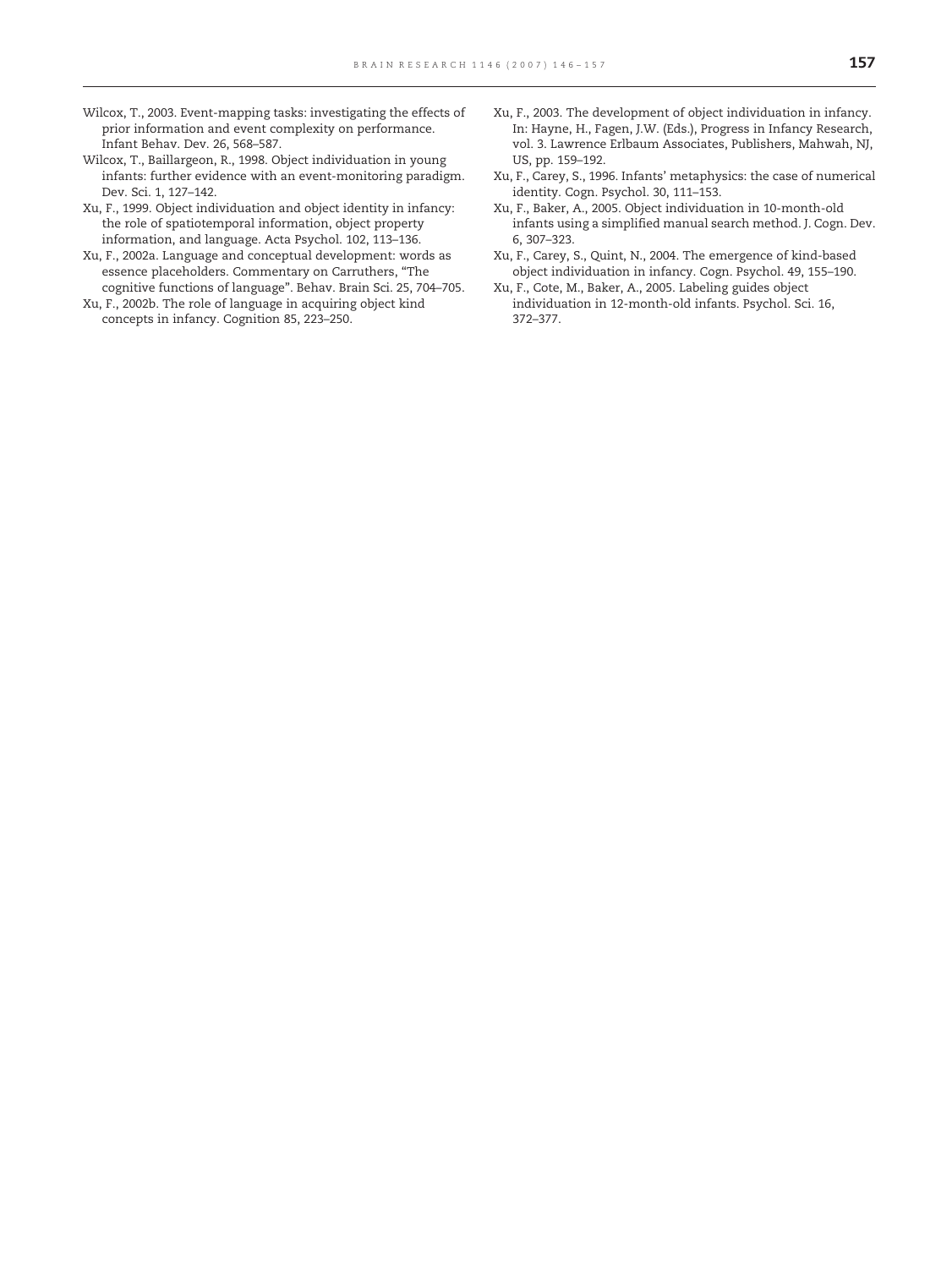Wilcox, T., 2003. Event-mapping tasks: investigating the effects of prior information and event complexity on performance. Infant Behav. Dev. 26, 568–587.

Wilcox, T., Baillargeon, R., 1998. Object individuation in young infants: further evidence with an event-monitoring paradigm. Dev. Sci. 1, 127–142.

Xu, F., 1999. Object individuation and object identity in infancy: the role of spatiotemporal information, object property information, and language. Acta Psychol. 102, 113–136.

Xu, F., 2002a. Language and conceptual development: words as essence placeholders. Commentary on Carruthers, "The cognitive functions of language". Behav. Brain Sci. 25, 704–705.

Xu, F., 2002b. The role of language in acquiring object kind concepts in infancy. Cognition 85, 223–250.

Xu, F., 2003. The development of object individuation in infancy. In: Hayne, H., Fagen, J.W. (Eds.), Progress in Infancy Research, vol. 3. Lawrence Erlbaum Associates, Publishers, Mahwah, NJ, US, pp. 159–192.

Xu, F., Carey, S., 1996. Infants' metaphysics: the case of numerical identity. Cogn. Psychol. 30, 111–153.

Xu, F., Baker, A., 2005. Object individuation in 10-month-old infants using a simplified manual search method. J. Cogn. Dev. 6, 307–323.

Xu, F., Carey, S., Quint, N., 2004. The emergence of kind-based object individuation in infancy. Cogn. Psychol. 49, 155–190.

Xu, F., Cote, M., Baker, A., 2005. Labeling guides object individuation in 12-month-old infants. Psychol. Sci. 16, 372–377.